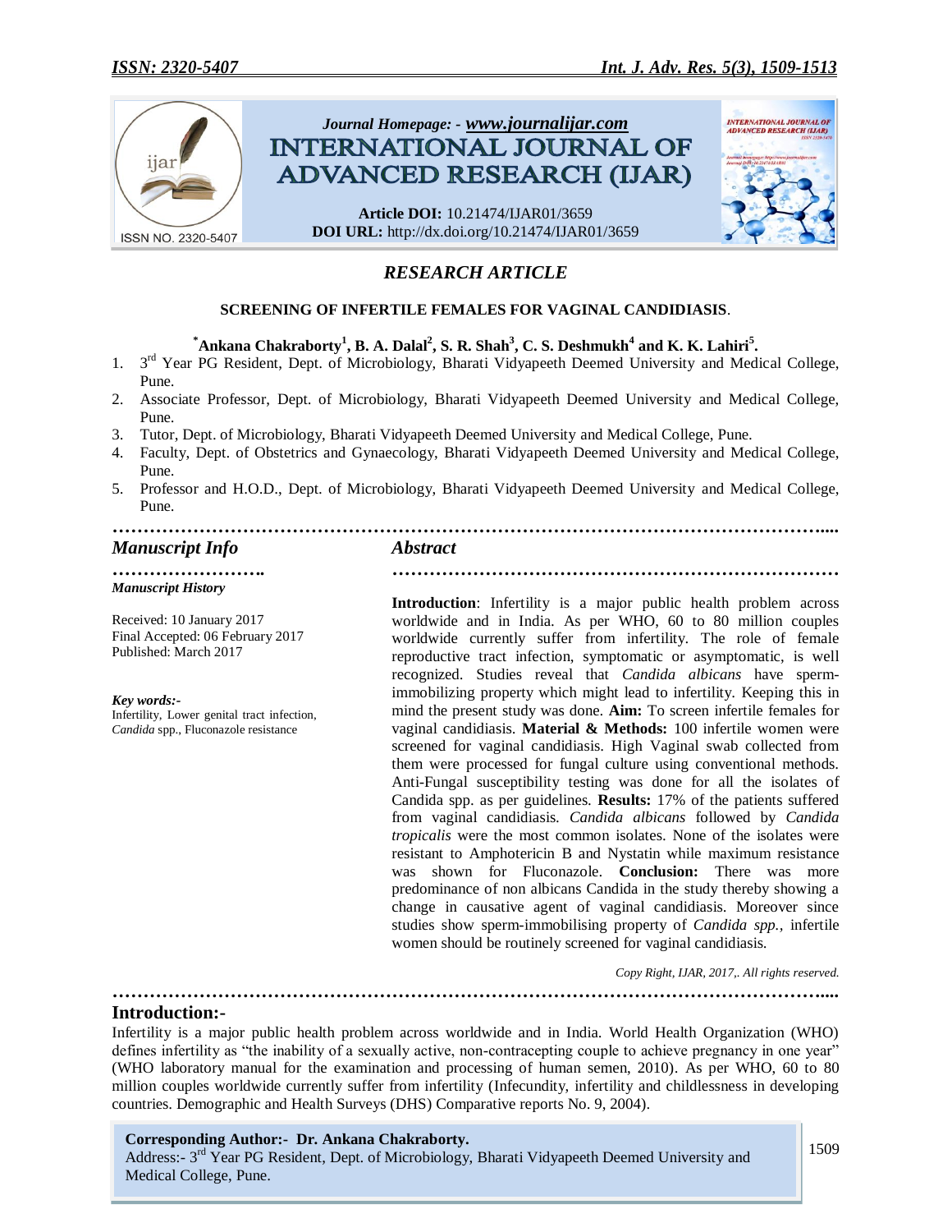*Journal Homepage: - www.journalijar.com*

**INTERNATIONAL JOURNAL OF ADVANCED RESEARCH (IJAR)**

**Article DOI:** 10.21474/IJAR01/3659
**DOI URL:** http://dx.doi.org/10.21474/IJAR01/3659

## *RESEARCH ARTICLE*

# SCREENING OF INFERTILE FEMALES FOR VAGINAL CANDIDIASIS.

**\*Ankana Chakraborty[1], B. A. Dalal[2], S. R. Shah[3], C. S. Deshmukh[4] and K. K. Lahiri[5].**

1. 3rd Year PG Resident, Dept. of Microbiology, Bharati Vidyapeeth Deemed University and Medical College, Pune.
2. Associate Professor, Dept. of Microbiology, Bharati Vidyapeeth Deemed University and Medical College, Pune.
3. Tutor, Dept. of Microbiology, Bharati Vidyapeeth Deemed University and Medical College, Pune.
4. Faculty, Dept. of Obstetrics and Gynaecology, Bharati Vidyapeeth Deemed University and Medical College, Pune.
5. Professor and H.O.D., Dept. of Microbiology, Bharati Vidyapeeth Deemed University and Medical College, Pune.

## *Manuscript Info*

*Manuscript History*

Received: 10 January 2017
Final Accepted: 06 February 2017
Published: March 2017

*Key words:-*
Infertility, Lower genital tract infection, *Candida* spp., Fluconazole resistance

## *Abstract*

**Introduction**: Infertility is a major public health problem across worldwide and in India. As per WHO, 60 to 80 million couples worldwide currently suffer from infertility. The role of female reproductive tract infection, symptomatic or asymptomatic, is well recognized. Studies reveal that *Candida albicans* have sperm-immobilizing property which might lead to infertility. Keeping this in mind the present study was done. **Aim:** To screen infertile females for vaginal candidiasis. **Material & Methods:** 100 infertile women were screened for vaginal candidiasis. High Vaginal swab collected from them were processed for fungal culture using conventional methods. Anti-Fungal susceptibility testing was done for all the isolates of Candida spp. as per guidelines. **Results:** 17% of the patients suffered from vaginal candidiasis. *Candida albicans* followed by *Candida tropicalis* were the most common isolates. None of the isolates were resistant to Amphotericin B and Nystatin while maximum resistance was shown for Fluconazole. **Conclusion:** There was more predominance of non albicans Candida in the study thereby showing a change in causative agent of vaginal candidiasis. Moreover since studies show sperm-immobilising property of *Candida spp.,* infertile women should be routinely screened for vaginal candidiasis.

*Copy Right, IJAR, 2017,. All rights reserved.*

## Introduction:-

Infertility is a major public health problem across worldwide and in India. World Health Organization (WHO) defines infertility as "the inability of a sexually active, non-contracepting couple to achieve pregnancy in one year" (WHO laboratory manual for the examination and processing of human semen, 2010). As per WHO, 60 to 80 million couples worldwide currently suffer from infertility (Infecundity, infertility and childlessness in developing countries. Demographic and Health Surveys (DHS) Comparative reports No. 9, 2004).

**Corresponding Author:- Dr. Ankana Chakraborty.**
Address:- 3rd Year PG Resident, Dept. of Microbiology, Bharati Vidyapeeth Deemed University and Medical College, Pune.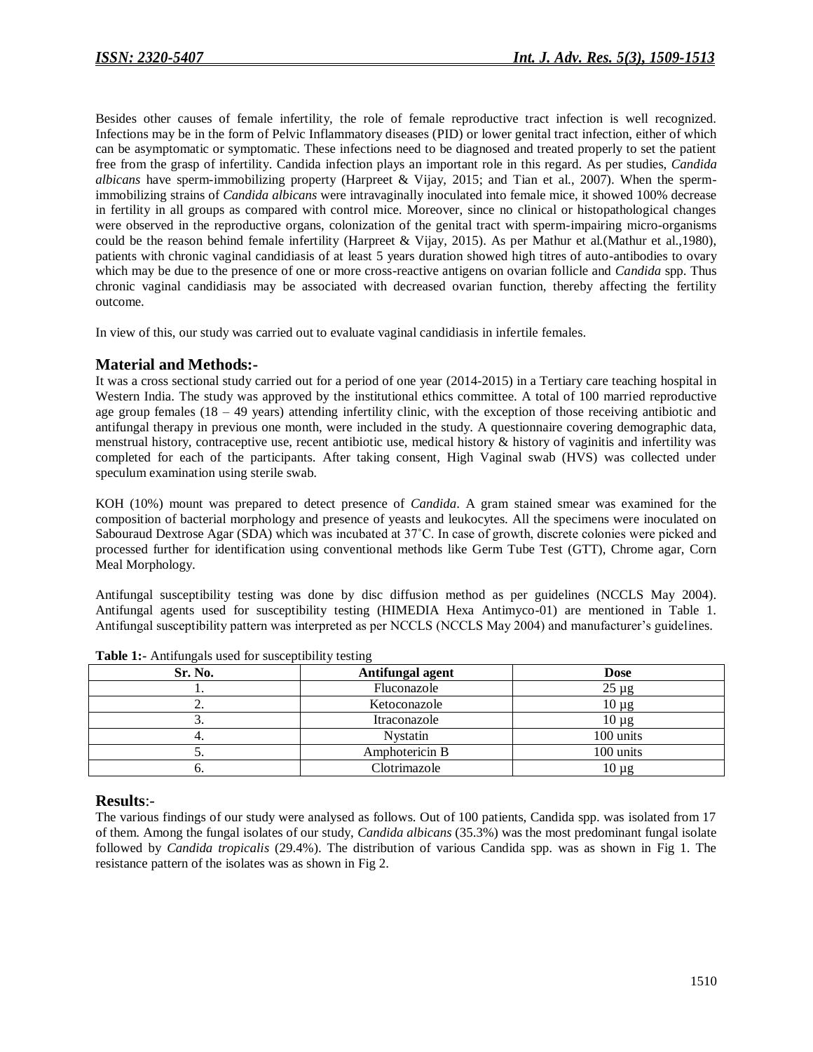Besides other causes of female infertility, the role of female reproductive tract infection is well recognized. Infections may be in the form of Pelvic Inflammatory diseases (PID) or lower genital tract infection, either of which can be asymptomatic or symptomatic. These infections need to be diagnosed and treated properly to set the patient free from the grasp of infertility. Candida infection plays an important role in this regard. As per studies, *Candida albicans* have sperm-immobilizing property (Harpreet & Vijay, 2015; and Tian et al., 2007). When the sperm-immobilizing strains of *Candida albicans* were intravaginally inoculated into female mice, it showed 100% decrease in fertility in all groups as compared with control mice. Moreover, since no clinical or histopathological changes were observed in the reproductive organs, colonization of the genital tract with sperm-impairing micro-organisms could be the reason behind female infertility (Harpreet & Vijay, 2015). As per Mathur et al.(Mathur et al.,1980), patients with chronic vaginal candidiasis of at least 5 years duration showed high titres of auto-antibodies to ovary which may be due to the presence of one or more cross-reactive antigens on ovarian follicle and *Candida* spp. Thus chronic vaginal candidiasis may be associated with decreased ovarian function, thereby affecting the fertility outcome.

In view of this, our study was carried out to evaluate vaginal candidiasis in infertile females.

## Material and Methods:-

It was a cross sectional study carried out for a period of one year (2014-2015) in a Tertiary care teaching hospital in Western India. The study was approved by the institutional ethics committee. A total of 100 married reproductive age group females (18 – 49 years) attending infertility clinic, with the exception of those receiving antibiotic and antifungal therapy in previous one month, were included in the study. A questionnaire covering demographic data, menstrual history, contraceptive use, recent antibiotic use, medical history & history of vaginitis and infertility was completed for each of the participants. After taking consent, High Vaginal swab (HVS) was collected under speculum examination using sterile swab.

KOH (10%) mount was prepared to detect presence of *Candida*. A gram stained smear was examined for the composition of bacterial morphology and presence of yeasts and leukocytes. All the specimens were inoculated on Sabouraud Dextrose Agar (SDA) which was incubated at 37˚C. In case of growth, discrete colonies were picked and processed further for identification using conventional methods like Germ Tube Test (GTT), Chrome agar, Corn Meal Morphology.

Antifungal susceptibility testing was done by disc diffusion method as per guidelines (NCCLS May 2004). Antifungal agents used for susceptibility testing (HIMEDIA Hexa Antimyco-01) are mentioned in Table 1. Antifungal susceptibility pattern was interpreted as per NCCLS (NCCLS May 2004) and manufacturer's guidelines.

**Table 1:-** Antifungals used for susceptibility testing

| Sr. No. | Antifungal agent | Dose |
|---|---|---|
| 1. | Fluconazole | 25 µg |
| 2. | Ketoconazole | 10 µg |
| 3. | Itraconazole | 10 µg |
| 4. | Nystatin | 100 units |
| 5. | Amphotericin B | 100 units |
| 6. | Clotrimazole | 10 µg |

## Results:-

The various findings of our study were analysed as follows. Out of 100 patients, Candida spp. was isolated from 17 of them. Among the fungal isolates of our study, *Candida albicans* (35.3%) was the most predominant fungal isolate followed by *Candida tropicalis* (29.4%). The distribution of various Candida spp. was as shown in Fig 1. The resistance pattern of the isolates was as shown in Fig 2.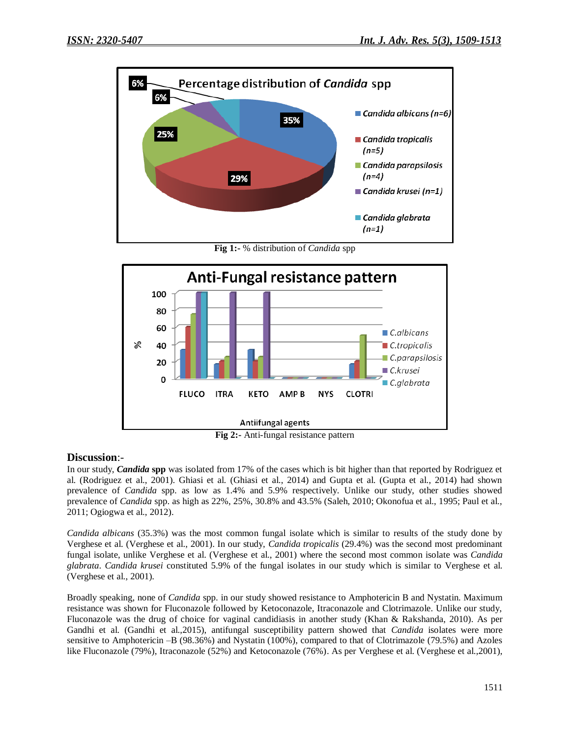Fig 1:- % distribution of *Candida* spp

Fig 2:- Anti-fungal resistance pattern

## Discussion:-

In our study, ***Candida* spp** was isolated from 17% of the cases which is bit higher than that reported by Rodriguez et al. (Rodriguez et al., 2001). Ghiasi et al. (Ghiasi et al., 2014) and Gupta et al. (Gupta et al., 2014) had shown prevalence of *Candida* spp. as low as 1.4% and 5.9% respectively. Unlike our study, other studies showed prevalence of *Candida* spp. as high as 22%, 25%, 30.8% and 43.5% (Saleh, 2010; Okonofua et al., 1995; Paul et al., 2011; Ogiogwa et al., 2012).

*Candida albicans* (35.3%) was the most common fungal isolate which is similar to results of the study done by Verghese et al. (Verghese et al., 2001). In our study, *Candida tropicalis* (29.4%) was the second most predominant fungal isolate, unlike Verghese et al. (Verghese et al., 2001) where the second most common isolate was *Candida glabrata*. *Candida krusei* constituted 5.9% of the fungal isolates in our study which is similar to Verghese et al. (Verghese et al., 2001).

Broadly speaking, none of *Candida* spp. in our study showed resistance to Amphotericin B and Nystatin. Maximum resistance was shown for Fluconazole followed by Ketoconazole, Itraconazole and Clotrimazole. Unlike our study, Fluconazole was the drug of choice for vaginal candidiasis in another study (Khan & Rakshanda, 2010). As per Gandhi et al. (Gandhi et al.,2015), antifungal susceptibility pattern showed that *Candida* isolates were more sensitive to Amphotericin –B (98.36%) and Nystatin (100%), compared to that of Clotrimazole (79.5%) and Azoles like Fluconazole (79%), Itraconazole (52%) and Ketoconazole (76%). As per Verghese et al. (Verghese et al.,2001),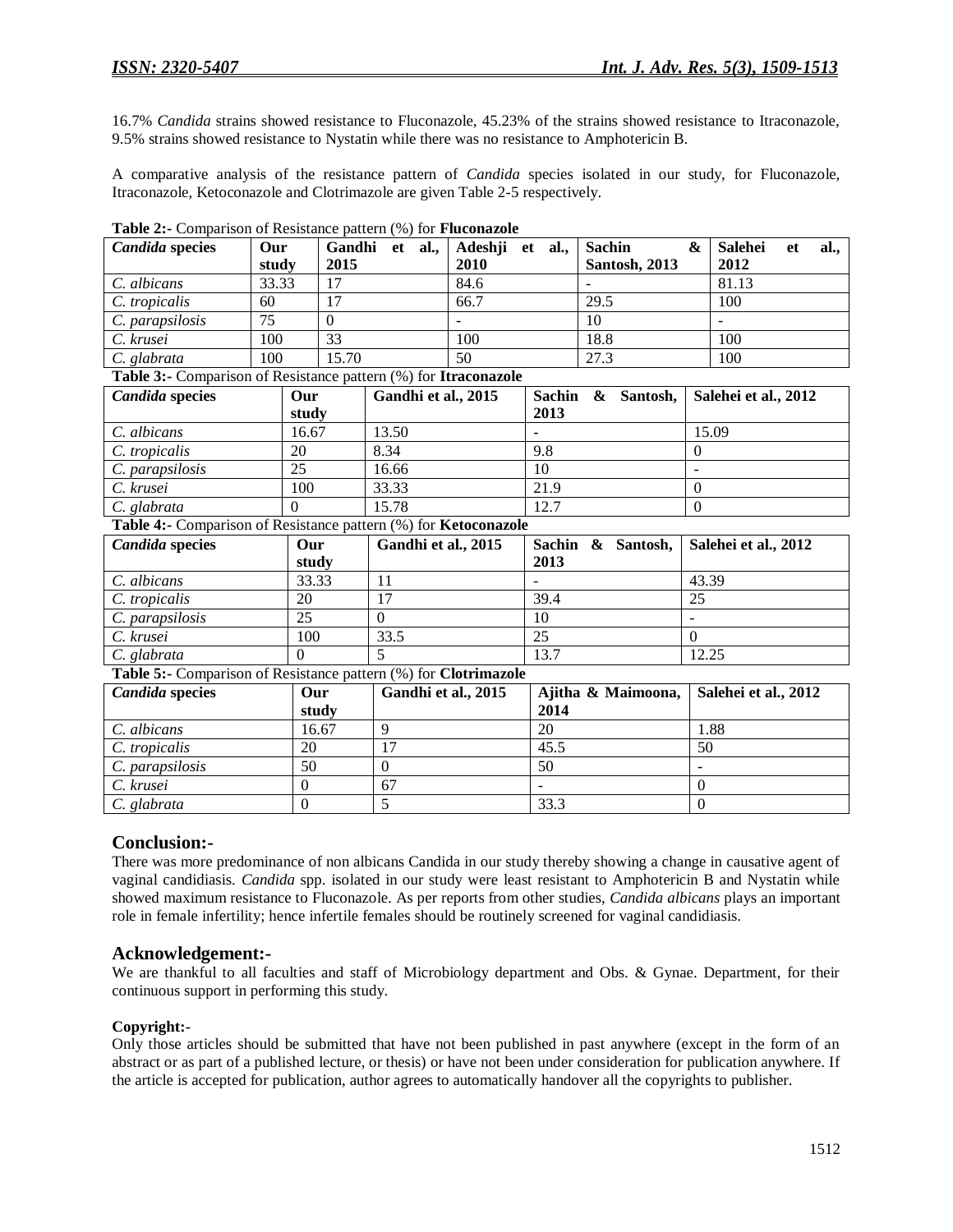16.7% *Candida* strains showed resistance to Fluconazole, 45.23% of the strains showed resistance to Itraconazole, 9.5% strains showed resistance to Nystatin while there was no resistance to Amphotericin B.

A comparative analysis of the resistance pattern of *Candida* species isolated in our study, for Fluconazole, Itraconazole, Ketoconazole and Clotrimazole are given Table 2-5 respectively.

**Table 2:-** Comparison of Resistance pattern (%) for **Fluconazole**

| *Candida* species | Our study | Gandhi et al., 2015 | Adeshji et al., 2010 | Sachin & Santosh, 2013 | Salehei et al., 2012 |
|---|---|---|---|---|---|
| *C. albicans* | 33.33 | 17 | 84.6 | - | 81.13 |
| *C. tropicalis* | 60 | 17 | 66.7 | 29.5 | 100 |
| *C. parapsilosis* | 75 | 0 | - | 10 | - |
| *C. krusei* | 100 | 33 | 100 | 18.8 | 100 |
| *C. glabrata* | 100 | 15.70 | 50 | 27.3 | 100 |

**Table 3:-** Comparison of Resistance pattern (%) for **Itraconazole**

| *Candida* species | Our study | Gandhi et al., 2015 | Sachin & Santosh, 2013 | Salehei et al., 2012 |
|---|---|---|---|---|
| *C. albicans* | 16.67 | 13.50 | - | 15.09 |
| *C. tropicalis* | 20 | 8.34 | 9.8 | 0 |
| *C. parapsilosis* | 25 | 16.66 | 10 | - |
| *C. krusei* | 100 | 33.33 | 21.9 | 0 |
| *C. glabrata* | 0 | 15.78 | 12.7 | 0 |

**Table 4:-** Comparison of Resistance pattern (%) for **Ketoconazole**

| *Candida* species | Our study | Gandhi et al., 2015 | Sachin & Santosh, 2013 | Salehei et al., 2012 |
|---|---|---|---|---|
| *C. albicans* | 33.33 | 11 | - | 43.39 |
| *C. tropicalis* | 20 | 17 | 39.4 | 25 |
| *C. parapsilosis* | 25 | 0 | 10 | - |
| *C. krusei* | 100 | 33.5 | 25 | 0 |
| *C. glabrata* | 0 | 5 | 13.7 | 12.25 |

**Table 5:-** Comparison of Resistance pattern (%) for **Clotrimazole**

| *Candida* species | Our study | Gandhi et al., 2015 | Ajitha & Maimoona, 2014 | Salehei et al., 2012 |
|---|---|---|---|---|
| *C. albicans* | 16.67 | 9 | 20 | 1.88 |
| *C. tropicalis* | 20 | 17 | 45.5 | 50 |
| *C. parapsilosis* | 50 | 0 | 50 | - |
| *C. krusei* | 0 | 67 | - | 0 |
| *C. glabrata* | 0 | 5 | 33.3 | 0 |

## Conclusion:-

There was more predominance of non albicans Candida in our study thereby showing a change in causative agent of vaginal candidiasis. *Candida* spp. isolated in our study were least resistant to Amphotericin B and Nystatin while showed maximum resistance to Fluconazole. As per reports from other studies, *Candida albicans* plays an important role in female infertility; hence infertile females should be routinely screened for vaginal candidiasis.

## Acknowledgement:-

We are thankful to all faculties and staff of Microbiology department and Obs. & Gynae. Department, for their continuous support in performing this study.

**Copyright:-**

Only those articles should be submitted that have not been published in past anywhere (except in the form of an abstract or as part of a published lecture, or thesis) or have not been under consideration for publication anywhere. If the article is accepted for publication, author agrees to automatically handover all the copyrights to publisher.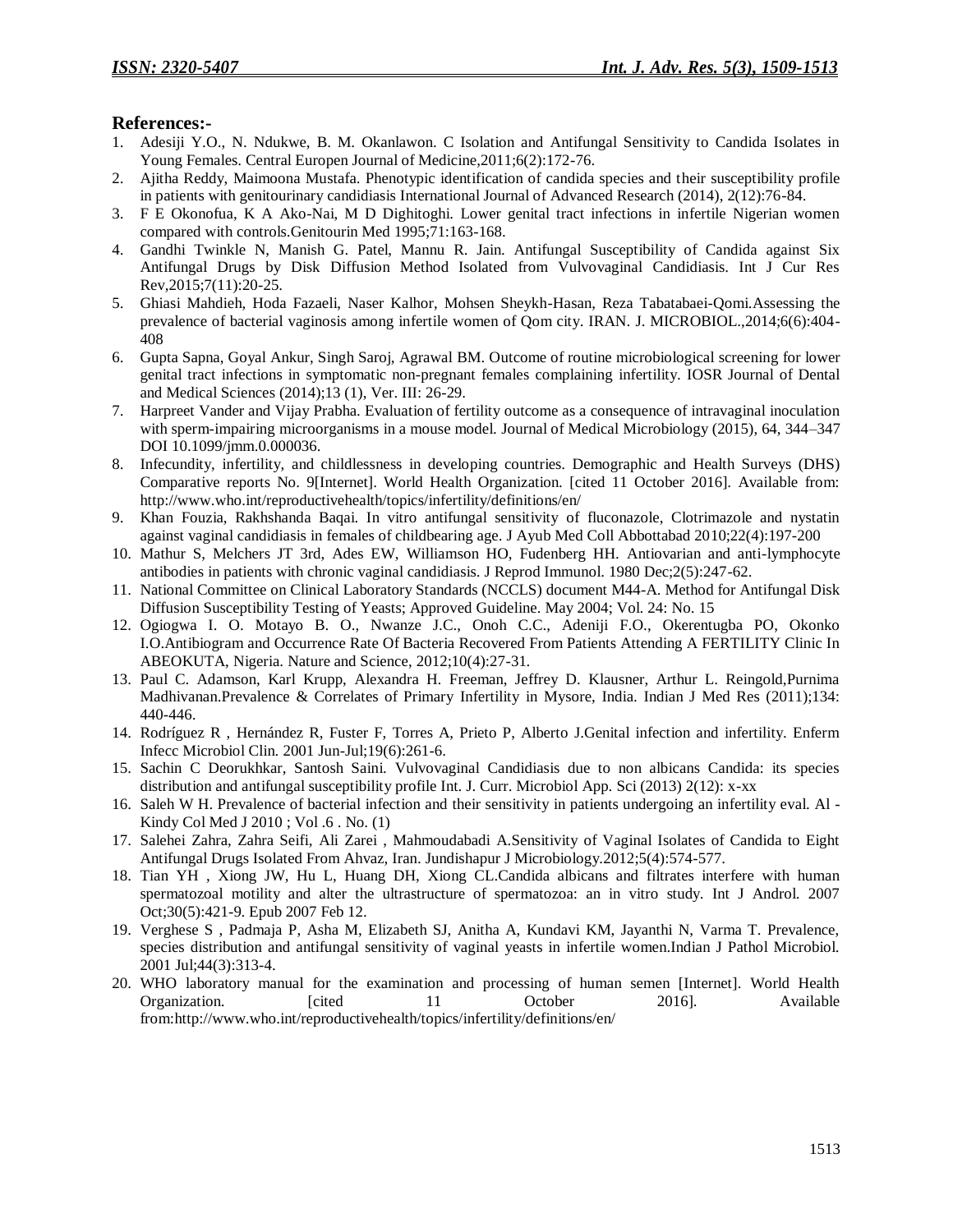## References:-

1. Adesiji Y.O., N. Ndukwe, B. M. Okanlawon. C Isolation and Antifungal Sensitivity to Candida Isolates in Young Females. Central Europen Journal of Medicine,2011;6(2):172-76.
2. Ajitha Reddy, Maimoona Mustafa. Phenotypic identification of candida species and their susceptibility profile in patients with genitourinary candidiasis International Journal of Advanced Research (2014), 2(12):76-84.
3. F E Okonofua, K A Ako-Nai, M D Dighitoghi. Lower genital tract infections in infertile Nigerian women compared with controls.Genitourin Med 1995;71:163-168.
4. Gandhi Twinkle N, Manish G. Patel, Mannu R. Jain. Antifungal Susceptibility of Candida against Six Antifungal Drugs by Disk Diffusion Method Isolated from Vulvovaginal Candidiasis. Int J Cur Res Rev,2015;7(11):20-25.
5. Ghiasi Mahdieh, Hoda Fazaeli, Naser Kalhor, Mohsen Sheykh-Hasan, Reza Tabatabaei-Qomi.Assessing the prevalence of bacterial vaginosis among infertile women of Qom city. IRAN. J. MICROBIOL.,2014;6(6):404-408
6. Gupta Sapna, Goyal Ankur, Singh Saroj, Agrawal BM. Outcome of routine microbiological screening for lower genital tract infections in symptomatic non-pregnant females complaining infertility. IOSR Journal of Dental and Medical Sciences (2014);13 (1), Ver. III: 26-29.
7. Harpreet Vander and Vijay Prabha. Evaluation of fertility outcome as a consequence of intravaginal inoculation with sperm-impairing microorganisms in a mouse model. Journal of Medical Microbiology (2015), 64, 344–347 DOI 10.1099/jmm.0.000036.
8. Infecundity, infertility, and childlessness in developing countries. Demographic and Health Surveys (DHS) Comparative reports No. 9[Internet]. World Health Organization. [cited 11 October 2016]. Available from: http://www.who.int/reproductivehealth/topics/infertility/definitions/en/
9. Khan Fouzia, Rakhshanda Baqai. In vitro antifungal sensitivity of fluconazole, Clotrimazole and nystatin against vaginal candidiasis in females of childbearing age. J Ayub Med Coll Abbottabad 2010;22(4):197-200
10. Mathur S, Melchers JT 3rd, Ades EW, Williamson HO, Fudenberg HH. Antiovarian and anti-lymphocyte antibodies in patients with chronic vaginal candidiasis. J Reprod Immunol. 1980 Dec;2(5):247-62.
11. National Committee on Clinical Laboratory Standards (NCCLS) document M44-A. Method for Antifungal Disk Diffusion Susceptibility Testing of Yeasts; Approved Guideline. May 2004; Vol. 24: No. 15
12. Ogiogwa I. O. Motayo B. O., Nwanze J.C., Onoh C.C., Adeniji F.O., Okerentugba PO, Okonko I.O.Antibiogram and Occurrence Rate Of Bacteria Recovered From Patients Attending A FERTILITY Clinic In ABEOKUTA, Nigeria. Nature and Science, 2012;10(4):27-31.
13. Paul C. Adamson, Karl Krupp, Alexandra H. Freeman, Jeffrey D. Klausner, Arthur L. Reingold,Purnima Madhivanan.Prevalence & Correlates of Primary Infertility in Mysore, India. Indian J Med Res (2011);134: 440-446.
14. Rodríguez R , Hernández R, Fuster F, Torres A, Prieto P, Alberto J.Genital infection and infertility. Enferm Infecc Microbiol Clin. 2001 Jun-Jul;19(6):261-6.
15. Sachin C Deorukhkar, Santosh Saini. Vulvovaginal Candidiasis due to non albicans Candida: its species distribution and antifungal susceptibility profile Int. J. Curr. Microbiol App. Sci (2013) 2(12): x-xx
16. Saleh W H. Prevalence of bacterial infection and their sensitivity in patients undergoing an infertility eval. Al - Kindy Col Med J 2010 ; Vol .6 . No. (1)
17. Salehei Zahra, Zahra Seifi, Ali Zarei , Mahmoudabadi A.Sensitivity of Vaginal Isolates of Candida to Eight Antifungal Drugs Isolated From Ahvaz, Iran. Jundishapur J Microbiology.2012;5(4):574-577.
18. Tian YH , Xiong JW, Hu L, Huang DH, Xiong CL.Candida albicans and filtrates interfere with human spermatozoal motility and alter the ultrastructure of spermatozoa: an in vitro study. Int J Androl. 2007 Oct;30(5):421-9. Epub 2007 Feb 12.
19. Verghese S , Padmaja P, Asha M, Elizabeth SJ, Anitha A, Kundavi KM, Jayanthi N, Varma T. Prevalence, species distribution and antifungal sensitivity of vaginal yeasts in infertile women.Indian J Pathol Microbiol. 2001 Jul;44(3):313-4.
20. WHO laboratory manual for the examination and processing of human semen [Internet]. World Health Organization. [cited 11 October 2016]. Available from:http://www.who.int/reproductivehealth/topics/infertility/definitions/en/